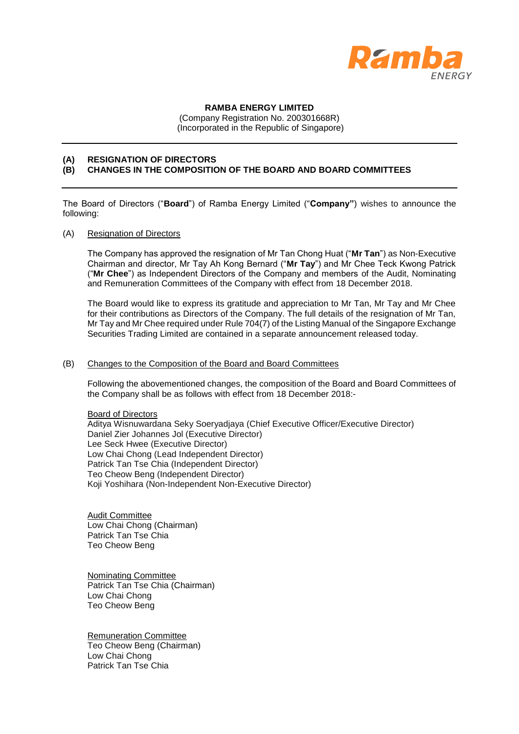**RAMBA ENERGY LIMITED**
(Company Registration No. 200301668R)
(Incorporated in the Republic of Singapore)

---

**(A) RESIGNATION OF DIRECTORS**
**(B) CHANGES IN THE COMPOSITION OF THE BOARD AND BOARD COMMITTEES**

---

The Board of Directors ("**Board**") of Ramba Energy Limited ("**Company"**) wishes to announce the following:

(A) Resignation of Directors

The Company has approved the resignation of Mr Tan Chong Huat ("**Mr Tan**") as Non-Executive Chairman and director, Mr Tay Ah Kong Bernard ("**Mr Tay**") and Mr Chee Teck Kwong Patrick ("**Mr Chee**") as Independent Directors of the Company and members of the Audit, Nominating and Remuneration Committees of the Company with effect from 18 December 2018.

The Board would like to express its gratitude and appreciation to Mr Tan, Mr Tay and Mr Chee for their contributions as Directors of the Company. The full details of the resignation of Mr Tan, Mr Tay and Mr Chee required under Rule 704(7) of the Listing Manual of the Singapore Exchange Securities Trading Limited are contained in a separate announcement released today.

(B) Changes to the Composition of the Board and Board Committees

Following the abovementioned changes, the composition of the Board and Board Committees of the Company shall be as follows with effect from 18 December 2018:-

Board of Directors
Aditya Wisnuwardana Seky Soeryadjaya (Chief Executive Officer/Executive Director)
Daniel Zier Johannes Jol (Executive Director)
Lee Seck Hwee (Executive Director)
Low Chai Chong (Lead Independent Director)
Patrick Tan Tse Chia (Independent Director)
Teo Cheow Beng (Independent Director)
Koji Yoshihara (Non-Independent Non-Executive Director)

Audit Committee
Low Chai Chong (Chairman)
Patrick Tan Tse Chia
Teo Cheow Beng

Nominating Committee
Patrick Tan Tse Chia (Chairman)
Low Chai Chong
Teo Cheow Beng

Remuneration Committee
Teo Cheow Beng (Chairman)
Low Chai Chong
Patrick Tan Tse Chia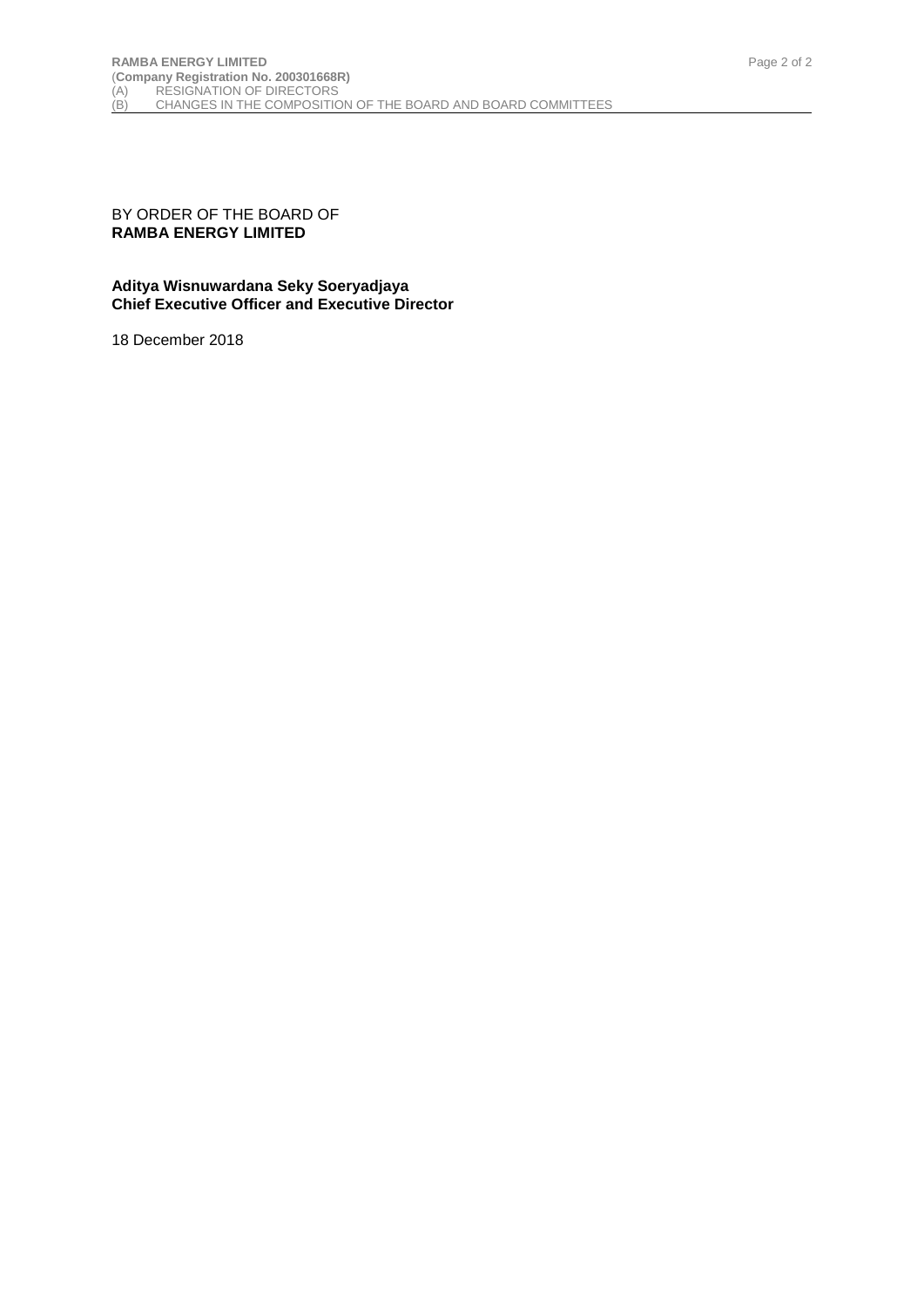BY ORDER OF THE BOARD OF
**RAMBA ENERGY LIMITED**

**Aditya Wisnuwardana Seky Soeryadjaya**
**Chief Executive Officer and Executive Director**

18 December 2018